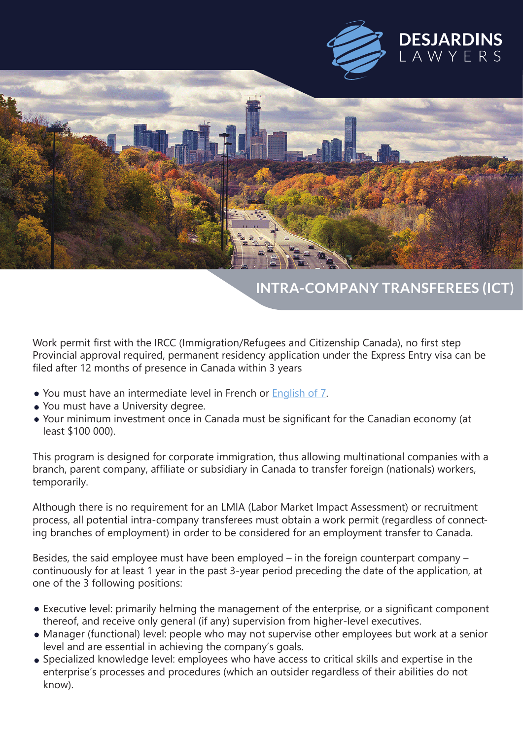DESJARDINS LAWYERS

# INTRA-COMPANY TRANSFEREES (ICT)

Work permit first with the IRCC (Immigration/Refugees and Citizenship Canada), no first step Provincial approval required, permanent residency application under the Express Entry visa can be filed after 12 months of presence in Canada within 3 years

- You must have an intermediate level in French or English of 7.
- You must have a University degree.
- Your minimum investment once in Canada must be significant for the Canadian economy (at least $100 000).

This program is designed for corporate immigration, thus allowing multinational companies with a branch, parent company, affiliate or subsidiary in Canada to transfer foreign (nationals) workers, temporarily.

Although there is no requirement for an LMIA (Labor Market Impact Assessment) or recruitment process, all potential intra-company transferees must obtain a work permit (regardless of connecting branches of employment) in order to be considered for an employment transfer to Canada.

Besides, the said employee must have been employed – in the foreign counterpart company – continuously for at least 1 year in the past 3-year period preceding the date of the application, at one of the 3 following positions:

- Executive level: primarily helming the management of the enterprise, or a significant component thereof, and receive only general (if any) supervision from higher-level executives.
- Manager (functional) level: people who may not supervise other employees but work at a senior level and are essential in achieving the company's goals.
- Specialized knowledge level: employees who have access to critical skills and expertise in the enterprise's processes and procedures (which an outsider regardless of their abilities do not know).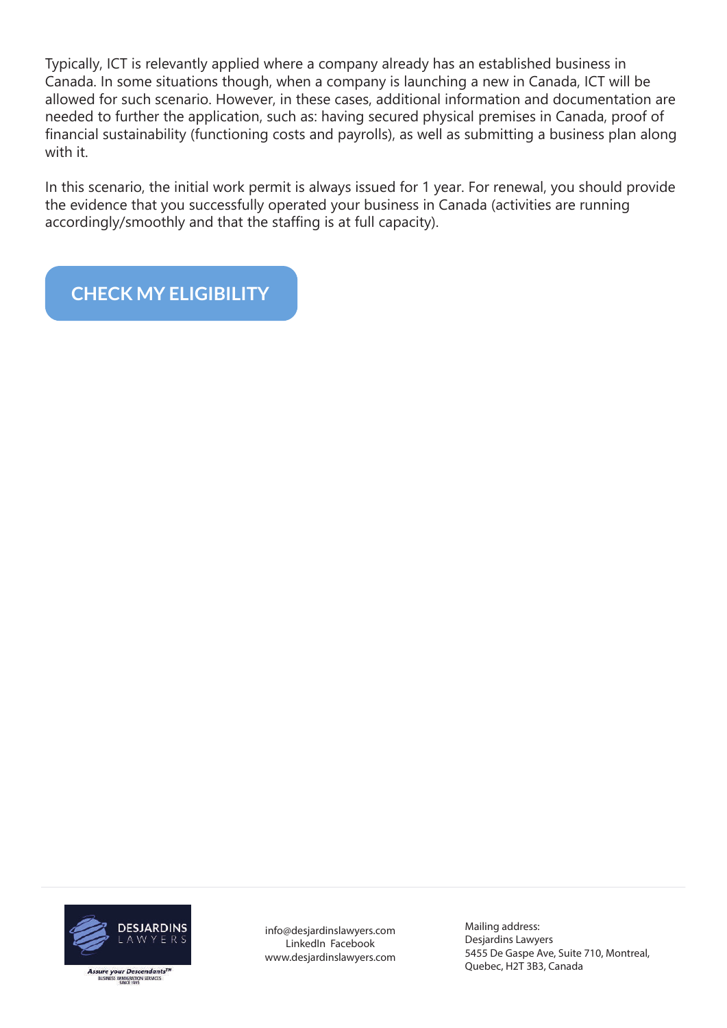Typically, ICT is relevantly applied where a company already has an established business in Canada. In some situations though, when a company is launching a new in Canada, ICT will be allowed for such scenario. However, in these cases, additional information and documentation are needed to further the application, such as: having secured physical premises in Canada, proof of financial sustainability (functioning costs and payrolls), as well as submitting a business plan along with it.

In this scenario, the initial work permit is always issued for 1 year. For renewal, you should provide the evidence that you successfully operated your business in Canada (activities are running accordingly/smoothly and that the staffing is at full capacity).

CHECK MY ELIGIBILITY

DESJARDINS LAWYERS

*Assure your Descendants™*
BUSINESS IMMIGRATION SERVICES SINCE 1995

info@desjardinslawyers.com
LinkedIn Facebook
www.desjardinslawyers.com

Mailing address:
Desjardins Lawyers
5455 De Gaspe Ave, Suite 710, Montreal,
Quebec, H2T 3B3, Canada